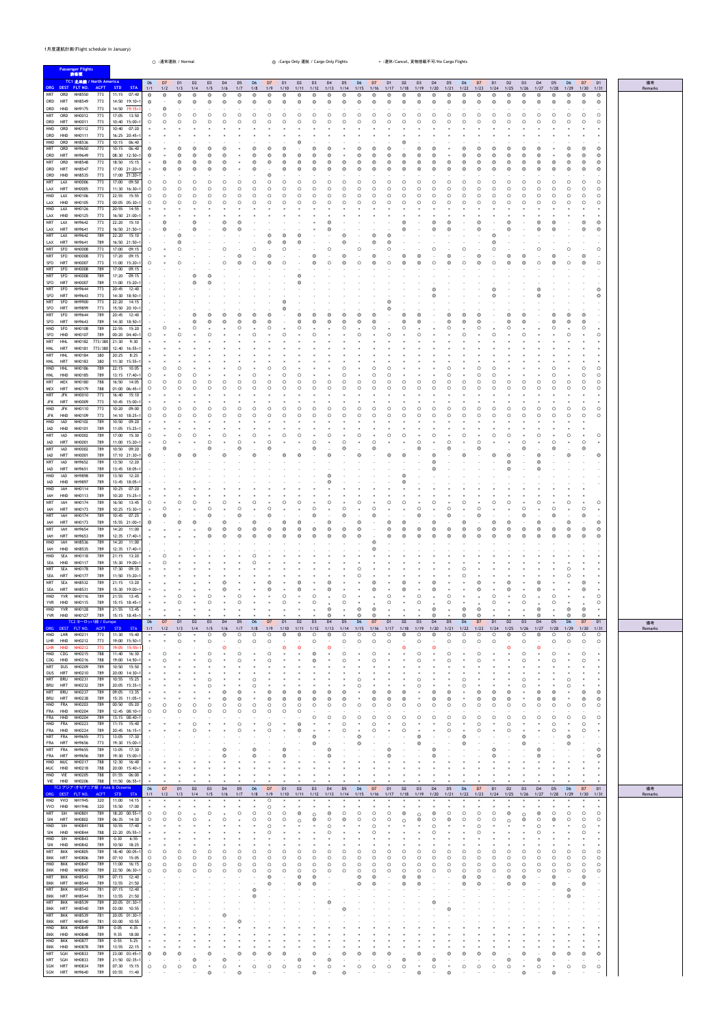1月度運航計画(Flight schedule in January)

○ :通常運航 / Normal　　◎ :Cargo Only 運航 / Cargo Only Flights　　× :運休/Cancel、貨物搭載不可/No Cargo Flights

**Passenger Flights 旅客便**

**TC1 北米線 / North America**

| ORG | DEST | FLT NO. | ACFT | STD | STA |
|---|---|---|---|---|---|
| NRT | ORD | NH9550 | 773 | 11:15 | 07:40 |
| ORD | NRT | NH8549 | 773 | 14:50 | 19:10+1 |
| ORD | HND | NH9175 | 773 | 14:50 | 19:15+1 |
| NRT | ORD | NH0012 | 773 | 17:05 | 13:50 |
| ORD | NRT | NH0011 | 773 | 10:40 | 15:00+1 |
| HND | ORD | NH0112 | 773 | 10:40 | 07:20 |
| ORD | HND | NH0111 | 773 | 16:25 | 20:45+1 |
| HND | ORD | NH8536 | 773 | 10:15 | 06:40 |
| NRT | ORD | NH9650 | 773 | 10:15 | 06:40 |
| ORD | NRT | NH9649 | 773 | 08:30 | 12:50+1 |
| NRT | ORD | NH8548 | 773 | 18:50 | 15:15 |
| ORD | NRT | NH8547 | 773 | 17:00 | 21:20+1 |
| ORD | HND | NH8535 | 773 | 17:00 | 21:20+1 |
| NRT | LAX | NH0006 | 773 | 17:00 | 09:50 |
| LAX | NRT | NH0005 | 773 | 11:30 | 16:30+1 |
| HND | LAX | NH0106 | 773 | 22:55 | 15:55 |
| LAX | HND | NH0105 | 773 | 00:05 | 05:30+1 |
| HND | LAX | NH0126 | 773 | 20:55 | 14:55 |
| LAX | HND | NH0125 | 773 | 16:50 | 21:00+1 |
| NRT | LAX | NH9642 | 773 | 22:20 | 15:10 |
| LAX | NRT | NH9641 | 773 | 16:50 | 21:50+1 |
| NRT | LAX | NH9642 | 789 | 22:20 | 15:10 |
| LAX | NRT | NH9641 | 789 | 16:50 | 21:50+1 |
| NRT | SFO | NH0008 | 773 | 17:00 | 09:15 |
| NRT | SFO | NH0008 | 773 | 17:20 | 09:15 |
| SFO | NRT | NH0007 | 773 | 11:00 | 15:20+1 |
| NRT | SFO | NH0008 | 789 | 17:00 | 09:15 |
| NRT | SFO | NH0008 | 789 | 17:20 | 09:15 |
| SFO | NRT | NH0007 | 789 | 11:00 | 15:20+1 |
| NRT | SFO | NH9644 | 773 | 20:45 | 12:40 |
| SFO | NRT | NH9643 | 773 | 14:30 | 18:50+1 |
| NRT | SFO | NH9900 | 773 | 22:20 | 14:15 |
| SFO | NRT | NH9899 | 773 | 15:50 | 20:10+1 |
| NRT | SFO | NH9644 | 789 | 20:45 | 12:40 |
| SFO | NRT | NH9643 | 789 | 14:30 | 18:50+1 |
| HND | SFO | NH0108 | 789 | 22:55 | 15:20 |
| SFO | HND | NH0107 | 789 | 00:20 | 04:40+1 |
| NRT | HNL | NH0182 | 773/380 | 21:30 | 9:30 |
| HNL | NRT | NH0181 | 773/380 | 12:40 | 16:55+1 |
| NRT | HNL | NH0184 | 380 | 20:25 | 8:25 |
| HNL | NRT | NH0183 | 380 | 11:30 | 15:55+1 |
| HND | HNL | NH0186 | 789 | 22:15 | 10:05 |
| HNL | HND | NH0185 | 789 | 13:15 | 17:40+1 |
| NRT | MEX | NH0180 | 788 | 16:50 | 14:05 |
| MEX | NRT | NH0179 | 788 | 01:00 | 06:45+1 |
| NRT | JFK | NH0010 | 773 | 16:40 | 15:10 |
| JFK | NRT | NH0009 | 773 | 10:45 | 15:00+1 |
| HND | JFK | NH0110 | 773 | 10:20 | 09:00 |
| JFK | HND | NH0109 | 773 | 14:10 | 18:25+1 |
| HND | IAD | NH0102 | 789 | 10:50 | 09:20 |
| IAD | HND | NH0101 | 789 | 11:05 | 15:25+1 |
| NRT | IAD | NH0002 | 789 | 17:00 | 15:30 |
| IAD | NRT | NH0001 | 789 | 11:00 | 15:20+1 |
| NRT | IAD | NH0002 | 789 | 10:50 | 09:20 |
| IAD | NRT | NH0001 | 789 | 17:10 | 21:30+1 |
| NRT | IAD | NH9652 | 789 | 13:50 | 12:20 |
| IAD | NRT | NH9651 | 789 | 13:45 | 18:05+1 |
| HND | IAD | NH9898 | 789 | 13:50 | 12:20 |
| IAD | HND | NH9897 | 789 | 13:45 | 18:05+1 |
| HND | IAH | NH0114 | 789 | 10:25 | 07:20 |
| IAH | HND | NH0113 | 789 | 10:20 | 15:25+1 |
| NRT | IAH | NH0174 | 789 | 16:50 | 13:45 |
| IAH | NRT | NH0173 | 789 | 10:25 | 15:30+1 |
| NRT | IAH | NH0174 | 789 | 10:45 | 07:25 |
| IAH | NRT | NH0173 | 789 | 15:55 | 21:00+1 |
| NRT | IAH | NH9654 | 789 | 14:20 | 11:00 |
| IAH | NRT | NH9653 | 789 | 12:35 | 17:40+1 |
| HND | IAH | NH8536 | 789 | 14:20 | 11:00 |
| IAH | HND | NH8535 | 789 | 12:35 | 17:40+1 |
| HND | SEA | NH0118 | 789 | 21:15 | 13:20 |
| SEA | HND | NH0117 | 789 | 15:30 | 19:00+1 |
| NRT | SEA | NH0178 | 789 | 17:30 | 09:35 |
| SEA | NRT | NH0177 | 789 | 11:50 | 15:20+1 |
| NRT | SEA | NH8532 | 789 | 21:15 | 13:20 |
| SEA | NRT | NH8531 | 789 | 15:30 | 19:00+1 |
| HND | YVR | NH0116 | 789 | 21:55 | 13:45 |
| YVR | HND | NH0115 | 789 | 15:15 | 18:45+1 |
| HND | YVR | NH0128 | 789 | 21:55 | 13:45 |
| YVR | HND | NH0127 | 789 | 15:15 | 18:45+1 |

**TC2 欧州線 / Europe**

| ORG | DEST | FLT NO. | ACFT | STD | STA |
|---|---|---|---|---|---|
| HND | LHR | NH0211 | 773 | 11:30 | 15:40 |
| LHR | HND | NH0212 | 773 | 19:00 | 15:50+1 |
| LHR | HND | NH0212 | 773 | 19:05 | 15:55+1 |
| HND | CDG | NH0215 | 788 | 11:40 | 16:30 |
| CDG | HND | NH0216 | 788 | 19:00 | 14:50+1 |
| HND | DUS | NH0209 | 788 | 10:50 | 15:50 |
| DUS | HND | NH0210 | 788 | 20:00 | 14:30+1 |
| NRT | BRU | NH0231 | 789 | 10:55 | 15:25 |
| BRU | NRT | NH0232 | 789 | 20:05 | 15:35+1 |
| NRT | BRU | NH0237 | 789 | 09:05 | 13:35 |
| BRU | NRT | NH0238 | 789 | 15:35 | 11:05+1 |
| HND | FRA | NH0203 | 789 | 00:50 | 05:20 |
| FRA | HND | NH0204 | 789 | 12:45 | 08:10+1 |
| FRA | HND | NH0204 | 789 | 13:15 | 08:40+1 |
| HND | FRA | NH0223 | 789 | 11:15 | 15:40 |
| FRA | HND | NH0224 | 789 | 20:45 | 16:15+1 |
| NRT | FRA | NH9655 | 773 | 13:05 | 17:30 |
| FRA | NRT | NH9656 | 773 | 19:30 | 15:00+1 |
| NRT | FRA | NH9655 | 789 | 13:05 | 17:30 |
| FRA | NRT | NH9656 | 789 | 19:30 | 15:00+1 |
| HND | MUC | NH0217 | 788 | 12:30 | 16:40 |
| MUC | HND | NH0218 | 788 | 20:00 | 15:40+1 |
| HND | VIE | NH0205 | 788 | 01:55 | 06:00 |
| VIE | HND | NH0206 | 788 | 11:50 | 06:55+1 |

**TC3 アジア・オセアニア線 / Asia & Oceania**

| ORG | DEST | FLT NO. | ACFT | STD | STA |
|---|---|---|---|---|---|
| HND | VVO | NH1945 | 320 | 11:00 | 14:15 |
| VVO | HND | NH1946 | 320 | 15:50 | 17:00 |
| NRT | SIN | NH0801 | 789 | 18:20 | 00:55+1 |
| SIN | NRT | NH0802 | 789 | 06:35 | 14:30 |
| HND | SIN | NH0841 | 788 | 10:55 | 17:40 |
| HND | SIN | NH0844 | 788 | 22:20 | 05:55+1 |
| HND | SIN | NH0843 | 789 | 0:30 | 6:55 |
| SIN | HND | NH0842 | 789 | 10:50 | 18:25 |
| NRT | BKK | NH0805 | 789 | 18:40 | 00:05+1 |
| BKK | NRT | NH0806 | 789 | 07:10 | 15:05 |
| HND | BKK | NH0847 | 789 | 11:00 | 16:15 |
| BKK | HND | NH0850 | 789 | 22:50 | 06:30+1 |
| NRT | BKK | NH8543 | 789 | 07:15 | 12:40 |
| BKK | NRT | NH8544 | 789 | 13:55 | 21:50 |
| NRT | BKK | NH8543 | 781 | 07:15 | 12:40 |
| BKK | NRT | NH8544 | 781 | 13:55 | 21:50 |
| NRT | BKK | NH8539 | 789 | 20:05 | 01:30+1 |
| BKK | NRT | NH8540 | 789 | 03:00 | 10:55 |
| NRT | BKK | NH8539 | 781 | 20:05 | 01:30+1 |
| BKK | NRT | NH8540 | 781 | 03:00 | 10:55 |
| HND | BKK | NH0849 | 789 | 0:05 | 4:35 |
| BKK | HND | NH0848 | 789 | 9:35 | 18:00 |
| HND | BKK | NH0877 | 789 | 0:55 | 5:25 |
| BKK | HND | NH0878 | 789 | 13:55 | 22:15 |
| NRT | SGN | NH0833 | 789 | 23:00 | 03:45+1 |
| NRT | SGN | NH0833 | 789 | 21:50 | 02:35+1 |
| SGN | NRT | NH0834 | 789 | 07:30 | 15:15 |
| SGN | NRT | NH9640 | 789 | 03:55 | 11:40 |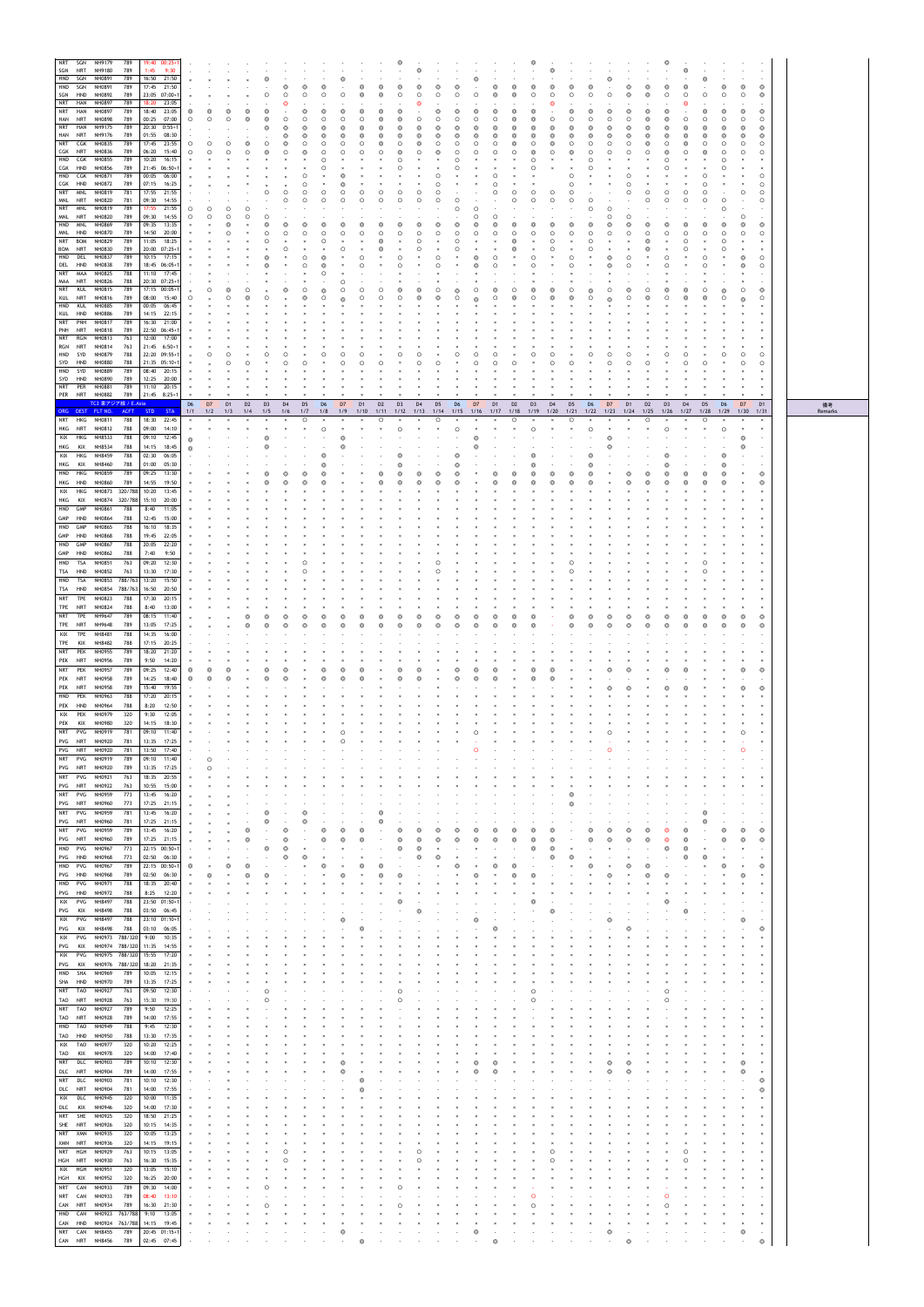| ORG | DEST | FLT NO. | ACFT | STD | STA |
|---|---|---|---|---|---|
| NRT | SGN | NH9179 | 789 | 19:40 | 00:25+1 |
| SGN | NRT | NH9180 | 789 | 1:45 | 9:30 |
| HND | SGN | NH0891 | 789 | 16:50 | 21:50 |
| HND | SGN | NH0891 | 789 | 17:45 | 21:50 |
| SGN | HND | NH0892 | 789 | 23:05 | 07:00+1 |
| NRT | HAN | NH0897 | 789 | 18:20 | 23:05 |
| NRT | HAN | NH0897 | 789 | 18:40 | 23:05 |
| HAN | NRT | NH0898 | 789 | 00:25 | 07:00 |
| NRT | HAN | NH9175 | 789 | 20:30 | 0:55+1 |
| HAN | NRT | NH9176 | 789 | 01:55 | 08:30 |
| NRT | CGK | NH0835 | 789 | 17:45 | 23:55 |
| CGK | NRT | NH0836 | 789 | 06:20 | 15:40 |
| HND | CGK | NH0855 | 789 | 10:20 | 16:15 |
| CGK | HND | NH0856 | 789 | 21:45 | 06:50+1 |
| HND | CGK | NH0871 | 789 | 00:05 | 06:00 |
| CGK | HND | NH0872 | 789 | 07:15 | 16:25 |
| NRT | MNL | NH0819 | 781 | 17:55 | 21:55 |
| MNL | NRT | NH0820 | 781 | 09:30 | 14:55 |
| NRT | MNL | NH0819 | 789 | 17:55 | 21:55 |
| MNL | NRT | NH0820 | 789 | 09:30 | 14:55 |
| HND | MNL | NH0869 | 789 | 09:35 | 13:35 |
| MNL | HND | NH0870 | 789 | 14:50 | 20:00 |
| NRT | BOM | NH0829 | 789 | 11:05 | 18:25 |
| BOM | NRT | NH0830 | 789 | 20:00 | 07:25+1 |
| HND | DEL | NH0837 | 789 | 10:15 | 17:15 |
| DEL | HND | NH0838 | 789 | 18:45 | 06:05+1 |
| NRT | MAA | NH0825 | 788 | 11:10 | 17:45 |
| MAA | NRT | NH0826 | 788 | 20:30 | 07:25+1 |
| NRT | KUL | NH0815 | 789 | 17:15 | 00:05+1 |
| KUL | NRT | NH0816 | 789 | 08:00 | 15:40 |
| HND | KUL | NH0885 | 789 | 00:05 | 06:45 |
| KUL | HND | NH0886 | 789 | 14:15 | 22:15 |
| NRT | PNH | NH0817 | 789 | 16:30 | 21:00 |
| PNH | NRT | NH0818 | 789 | 22:50 | 06:45+1 |
| NRT | RGN | NH0813 | 763 | 12:00 | 17:00 |
| RGN | NRT | NH0814 | 763 | 21:45 | 6:50+1 |
| HND | SYD | NH0879 | 788 | 22:20 | 09:55+1 |
| SYD | HND | NH0880 | 788 | 21:35 | 05:10+1 |
| HND | SYD | NH0889 | 789 | 08:40 | 20:15 |
| SYD | HND | NH0890 | 789 | 12:25 | 20:00 |
| NRT | PER | NH0881 | 789 | 11:10 | 20:15 |
| PER | NRT | NH0882 | 789 | 21:45 | 8:25+1 |

TC3 東アジア線 / E.Asia

D6 D7 D1 D2 D3 D4 D5 D6 D7 D1 D2 D3 D4 D5 D6 D7 D1 D2 D3 D4 D5 D6 D7 D1 D2 D3 D4 D5 D6 D7 D1

1/1 1/2 1/3 1/4 1/5 1/6 1/7 1/8 1/9 1/10 1/11 1/12 1/13 1/14 1/15 1/16 1/17 1/18 1/19 1/20 1/21 1/22 1/23 1/24 1/25 1/26 1/27 1/28 1/29 1/30 1/31

備考 Remarks

| ORG | DEST | FLT NO. | ACFT | STD | STA |
|---|---|---|---|---|---|
| NRT | HKG | NH0811 | 788 | 18:30 | 22:45 |
| HKG | NRT | NH0812 | 788 | 09:00 | 14:10 |
| KIX | HKG | NH8533 | 788 | 09:10 | 12:45 |
| HKG | KIX | NH8534 | 788 | 14:15 | 18:45 |
| KIX | HKG | NH8459 | 788 | 02:30 | 06:05 |
| HKG | KIX | NH8460 | 788 | 01:00 | 05:30 |
| HND | HKG | NH0859 | 789 | 09:25 | 13:30 |
| HKG | HND | NH0860 | 789 | 14:55 | 19:50 |
| KIX | HKG | NH0873 | 320/788 | 10:20 | 13:45 |
| HKG | KIX | NH0874 | 320/788 | 15:10 | 20:00 |
| HND | GMP | NH0861 | 788 | 8:40 | 11:05 |
| GMP | HND | NH0864 | 788 | 12:45 | 15:00 |
| HND | GMP | NH0865 | 788 | 16:10 | 18:35 |
| GMP | HND | NH0868 | 788 | 19:45 | 22:05 |
| HND | GMP | NH0867 | 788 | 20:05 | 22:20 |
| GMP | HND | NH0862 | 788 | 7:40 | 9:50 |
| HND | TSA | NH0851 | 763 | 09:20 | 12:30 |
| TSA | HND | NH0852 | 763 | 13:30 | 17:30 |
| HND | TSA | NH0853 | 788/763 | 13:20 | 15:50 |
| TSA | HND | NH0854 | 788/763 | 16:50 | 20:50 |
| NRT | TPE | NH0823 | 788 | 17:30 | 20:15 |
| TPE | NRT | NH0824 | 788 | 8:40 | 13:00 |
| NRT | TPE | NH9647 | 789 | 08:15 | 11:40 |
| TPE | NRT | NH9648 | 789 | 13:05 | 17:25 |
| KIX | TPE | NH8481 | 788 | 14:35 | 16:00 |
| TPE | KIX | NH8482 | 788 | 17:15 | 20:25 |
| NRT | PEK | NH0955 | 789 | 18:20 | 21:20 |
| PEK | NRT | NH0956 | 789 | 9:50 | 14:20 |
| NRT | PEK | NH0957 | 789 | 09:25 | 12:40 |
| PEK | NRT | NH0958 | 789 | 14:25 | 18:40 |
| PEK | NRT | NH0958 | 789 | 15:40 | 19:55 |
| HND | PEK | NH0963 | 788 | 17:20 | 20:15 |
| PEK | HND | NH0964 | 788 | 8:20 | 12:50 |
| KIX | PEK | NH0979 | 320 | 9:30 | 12:05 |
| PEK | KIX | NH0980 | 320 | 14:15 | 18:30 |
| NRT | PVG | NH0919 | 781 | 09:10 | 11:40 |
| PVG | NRT | NH0920 | 781 | 13:35 | 17:25 |
| PVG | NRT | NH0920 | 781 | 13:50 | 17:40 |
| NRT | PVG | NH0919 | 789 | 09:10 | 11:40 |
| PVG | NRT | NH0920 | 789 | 13:35 | 17:25 |
| NRT | PVG | NH0921 | 763 | 18:35 | 20:55 |
| PVG | NRT | NH0922 | 763 | 10:55 | 15:00 |
| NRT | PVG | NH0959 | 773 | 13:45 | 16:20 |
| PVG | NRT | NH0960 | 773 | 17:25 | 21:15 |
| NRT | PVG | NH0959 | 781 | 13:45 | 16:20 |
| PVG | NRT | NH0960 | 781 | 17:25 | 21:15 |
| NRT | PVG | NH0959 | 789 | 13:45 | 16:20 |
| PVG | NRT | NH0960 | 789 | 17:25 | 21:15 |
| HND | PVG | NH0967 | 773 | 22:15 | 00:50+1 |
| PVG | HND | NH0968 | 773 | 02:50 | 06:30 |
| HND | PVG | NH0967 | 789 | 22:15 | 00:50+1 |
| PVG | HND | NH0968 | 789 | 02:50 | 06:30 |
| HND | PVG | NH0971 | 788 | 18:35 | 20:40 |
| PVG | HND | NH0972 | 788 | 8:25 | 12:20 |
| KIX | PVG | NH8497 | 788 | 23:50 | 01:50+1 |
| PVG | KIX | NH8498 | 788 | 03:50 | 06:45 |
| KIX | PVG | NH8497 | 788 | 23:10 | 01:10+1 |
| PVG | KIX | NH8498 | 788 | 03:10 | 06:05 |
| KIX | PVG | NH0973 | 788/320 | 9:00 | 10:35 |
| PVG | KIX | NH0974 | 788/320 | 11:35 | 14:55 |
| KIX | PVG | NH0975 | 788/320 | 15:55 | 17:20 |
| PVG | KIX | NH0976 | 788/320 | 18:20 | 21:35 |
| HND | SHA | NH0969 | 789 | 10:05 | 12:15 |
| SHA | HND | NH0970 | 789 | 13:35 | 17:25 |
| NRT | TAO | NH0927 | 763 | 09:50 | 12:30 |
| TAO | NRT | NH0928 | 763 | 15:30 | 19:30 |
| NRT | TAO | NH0927 | 789 | 9:50 | 12:25 |
| TAO | NRT | NH0928 | 789 | 14:00 | 17:55 |
| HND | TAO | NH0949 | 788 | 9:45 | 12:30 |
| TAO | HND | NH0950 | 788 | 13:30 | 17:35 |
| KIX | TAO | NH0977 | 320 | 10:20 | 12:25 |
| TAO | KIX | NH0978 | 320 | 14:00 | 17:40 |
| NRT | DLC | NH0903 | 789 | 10:10 | 12:30 |
| DLC | NRT | NH0904 | 789 | 14:00 | 17:55 |
| NRT | DLC | NH0903 | 781 | 10:10 | 12:30 |
| DLC | NRT | NH0904 | 781 | 14:00 | 17:55 |
| KIX | DLC | NH0945 | 320 | 10:00 | 11:35 |
| DLC | KIX | NH0946 | 320 | 14:00 | 17:30 |
| NRT | SHE | NH0925 | 320 | 18:50 | 21:25 |
| SHE | NRT | NH0926 | 320 | 10:15 | 14:35 |
| NRT | XMN | NH0935 | 320 | 10:05 | 13:25 |
| XMN | NRT | NH0936 | 320 | 14:15 | 19:15 |
| NRT | HGH | NH0929 | 763 | 10:15 | 13:05 |
| HGH | NRT | NH0930 | 763 | 16:30 | 15:35 |
| KIX | HGH | NH0951 | 320 | 13:05 | 15:10 |
| HGH | KIX | NH0952 | 320 | 16:25 | 20:00 |
| NRT | CAN | NH0933 | 789 | 09:30 | 14:00 |
| NRT | CAN | NH0933 | 789 | 08:40 | 13:10 |
| CAN | NRT | NH0934 | 789 | 16:30 | 21:30 |
| HND | CAN | NH0923 | 763/788 | 9:10 | 13:05 |
| CAN | HND | NH0924 | 763/788 | 14:15 | 19:45 |
| NRT | CAN | NH8455 | 789 | 20:45 | 01:15+1 |
| CAN | NRT | NH8456 | 789 | 02:45 | 07:45 |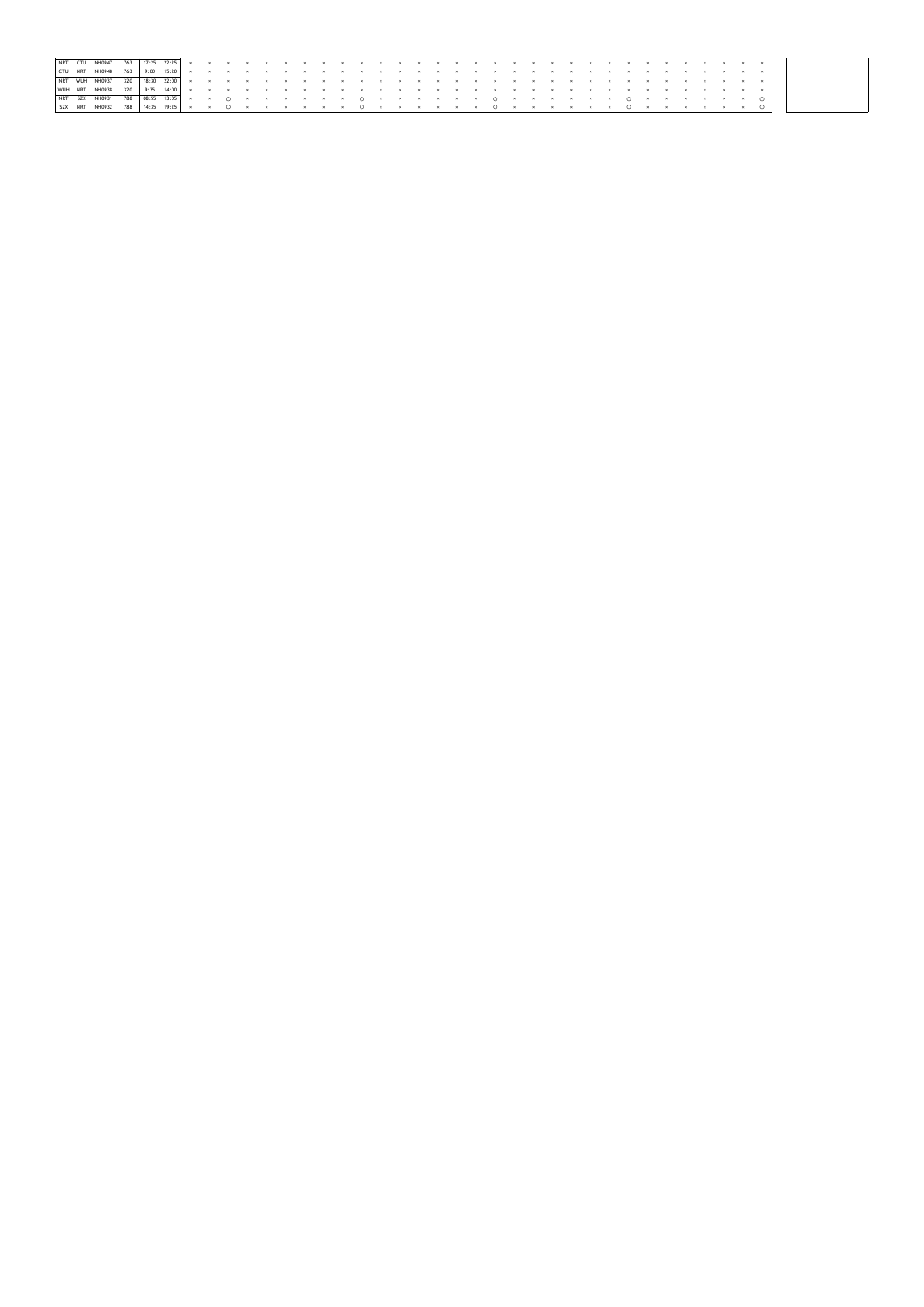| | | | | | | | | | | | | | | | | | | | | | | | | | | | | | | | | | | | | |
|---|---|---|---|---|---|---|---|---|---|---|---|---|---|---|---|---|---|---|---|---|---|---|---|---|---|---|---|---|---|---|---|---|---|---|---|---|
| NRT | CTU | NH0947 | 763 | 17:25 | 22:25 | × | × | × | × | × | × | × | × | × | × | × | × | × | × | × | × | × | × | × | × | × | × | × | × | × | × | × | × | × | × | × |
| CTU | NRT | NH0948 | 763 | 9:00 | 15:20 | × | × | × | × | × | × | × | × | × | × | × | × | × | × | × | × | × | × | × | × | × | × | × | × | × | × | × | × | × | × | × |
| NRT | WUH | NH0937 | 320 | 18:30 | 22:00 | × | × | × | × | × | × | × | × | × | × | × | × | × | × | × | × | × | × | × | × | × | × | × | × | × | × | × | × | × | × | × |
| WUH | NRT | NH0938 | 320 | 9:35 | 14:00 | × | × | × | × | × | × | × | × | × | × | × | × | × | × | × | × | × | × | × | × | × | × | × | × | × | × | × | × | × | × | × |
| NRT | SZX | NH0931 | 788 | 08:55 | 13:05 | × | × | ○ | × | × | × | × | × | × | ○ | × | × | × | × | × | × | ○ | × | × | × | × | × | × | ○ | × | × | × | × | × | × | ○ |
| SZX | NRT | NH0932 | 788 | 14:35 | 19:25 | × | × | ○ | × | × | × | × | × | × | ○ | × | × | × | × | × | × | ○ | × | × | × | × | × | × | ○ | × | × | × | × | × | × | ○ |